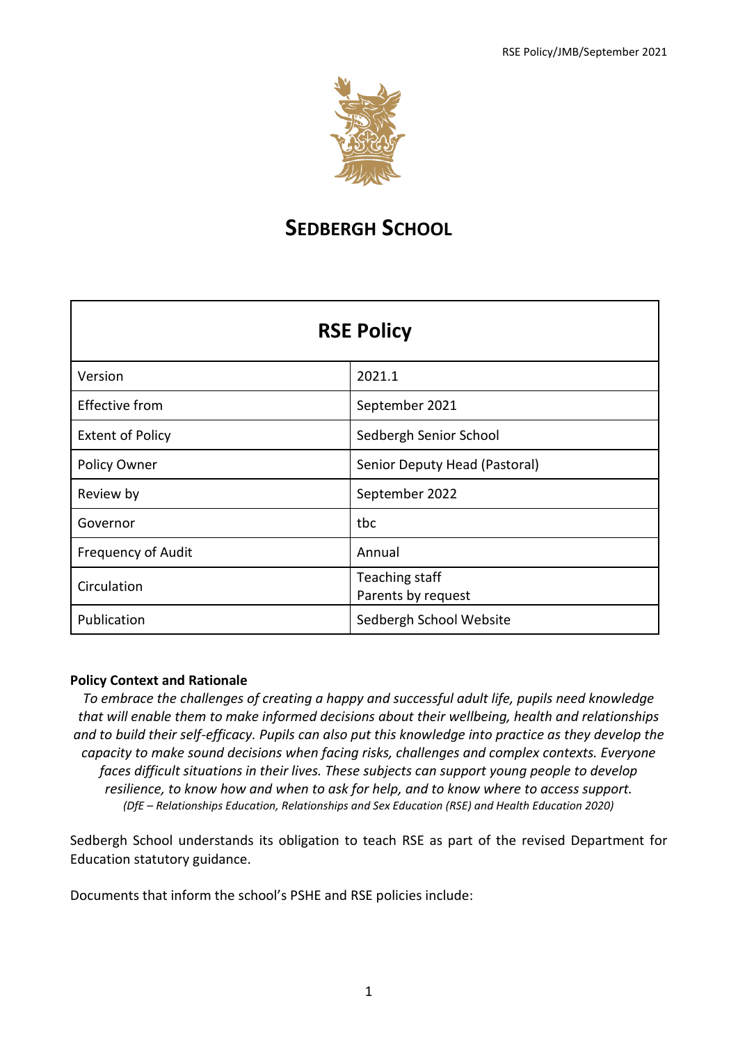# SEDBERGH SCHOOL

| RSE Policy | |
|---|---|
| Version | 2021.1 |
| Effective from | September 2021 |
| Extent of Policy | Sedbergh Senior School |
| Policy Owner | Senior Deputy Head (Pastoral) |
| Review by | September 2022 |
| Governor | tbc |
| Frequency of Audit | Annual |
| Circulation | Teaching staff<br>Parents by request |
| Publication | Sedbergh School Website |

**Policy Context and Rationale**

*To embrace the challenges of creating a happy and successful adult life, pupils need knowledge that will enable them to make informed decisions about their wellbeing, health and relationships and to build their self-efficacy. Pupils can also put this knowledge into practice as they develop the capacity to make sound decisions when facing risks, challenges and complex contexts. Everyone faces difficult situations in their lives. These subjects can support young people to develop resilience, to know how and when to ask for help, and to know where to access support.*

*(DfE – Relationships Education, Relationships and Sex Education (RSE) and Health Education 2020)*

Sedbergh School understands its obligation to teach RSE as part of the revised Department for Education statutory guidance.

Documents that inform the school's PSHE and RSE policies include: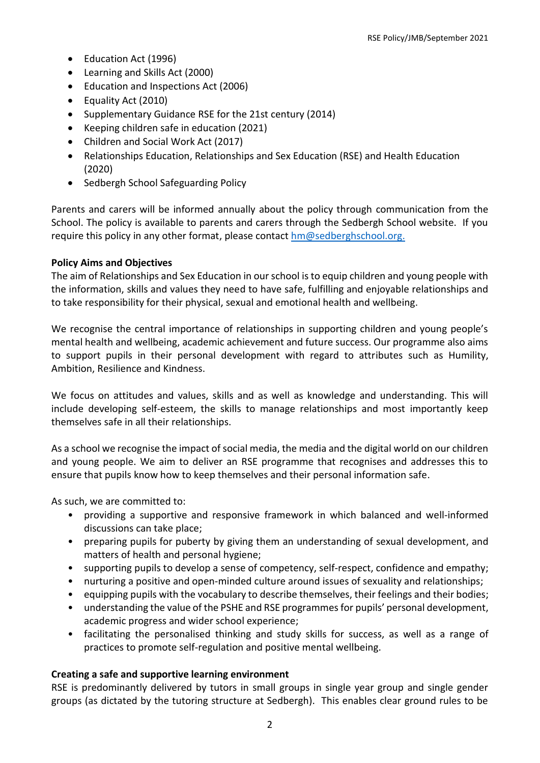- Education Act (1996)
- Learning and Skills Act (2000)
- Education and Inspections Act (2006)
- Equality Act (2010)
- Supplementary Guidance RSE for the 21st century (2014)
- Keeping children safe in education (2021)
- Children and Social Work Act (2017)
- Relationships Education, Relationships and Sex Education (RSE) and Health Education (2020)
- Sedbergh School Safeguarding Policy

Parents and carers will be informed annually about the policy through communication from the School. The policy is available to parents and carers through the Sedbergh School website. If you require this policy in any other format, please contact hm@sedberghschool.org.

**Policy Aims and Objectives**

The aim of Relationships and Sex Education in our school is to equip children and young people with the information, skills and values they need to have safe, fulfilling and enjoyable relationships and to take responsibility for their physical, sexual and emotional health and wellbeing.

We recognise the central importance of relationships in supporting children and young people's mental health and wellbeing, academic achievement and future success. Our programme also aims to support pupils in their personal development with regard to attributes such as Humility, Ambition, Resilience and Kindness.

We focus on attitudes and values, skills and as well as knowledge and understanding. This will include developing self-esteem, the skills to manage relationships and most importantly keep themselves safe in all their relationships.

As a school we recognise the impact of social media, the media and the digital world on our children and young people. We aim to deliver an RSE programme that recognises and addresses this to ensure that pupils know how to keep themselves and their personal information safe.

As such, we are committed to:

- providing a supportive and responsive framework in which balanced and well-informed discussions can take place;
- preparing pupils for puberty by giving them an understanding of sexual development, and matters of health and personal hygiene;
- supporting pupils to develop a sense of competency, self-respect, confidence and empathy;
- nurturing a positive and open-minded culture around issues of sexuality and relationships;
- equipping pupils with the vocabulary to describe themselves, their feelings and their bodies;
- understanding the value of the PSHE and RSE programmes for pupils' personal development, academic progress and wider school experience;
- facilitating the personalised thinking and study skills for success, as well as a range of practices to promote self-regulation and positive mental wellbeing.

**Creating a safe and supportive learning environment**

RSE is predominantly delivered by tutors in small groups in single year group and single gender groups (as dictated by the tutoring structure at Sedbergh). This enables clear ground rules to be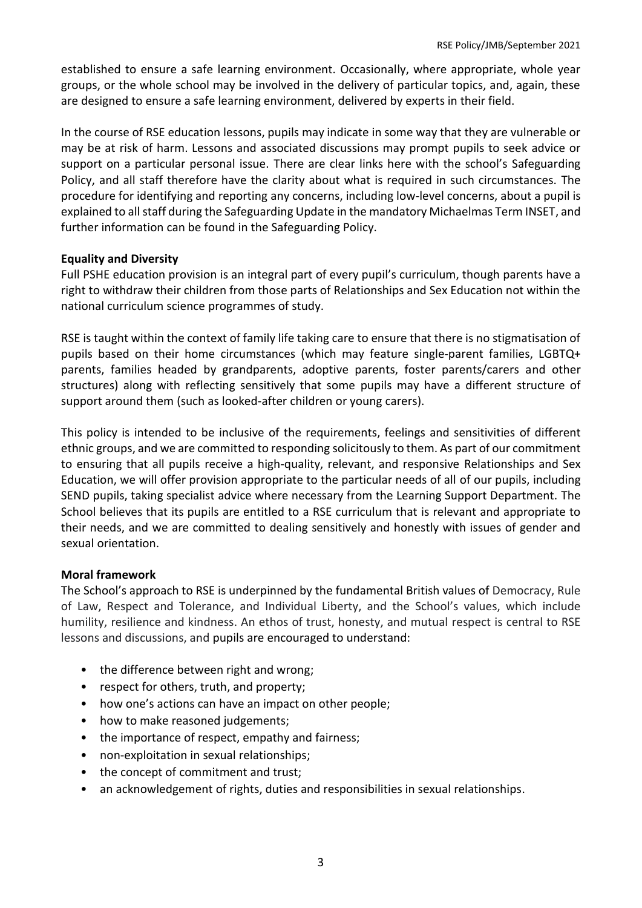established to ensure a safe learning environment. Occasionally, where appropriate, whole year groups, or the whole school may be involved in the delivery of particular topics, and, again, these are designed to ensure a safe learning environment, delivered by experts in their field.

In the course of RSE education lessons, pupils may indicate in some way that they are vulnerable or may be at risk of harm. Lessons and associated discussions may prompt pupils to seek advice or support on a particular personal issue. There are clear links here with the school's Safeguarding Policy, and all staff therefore have the clarity about what is required in such circumstances. The procedure for identifying and reporting any concerns, including low-level concerns, about a pupil is explained to all staff during the Safeguarding Update in the mandatory Michaelmas Term INSET, and further information can be found in the Safeguarding Policy.

**Equality and Diversity**

Full PSHE education provision is an integral part of every pupil's curriculum, though parents have a right to withdraw their children from those parts of Relationships and Sex Education not within the national curriculum science programmes of study.

RSE is taught within the context of family life taking care to ensure that there is no stigmatisation of pupils based on their home circumstances (which may feature single-parent families, LGBTQ+ parents, families headed by grandparents, adoptive parents, foster parents/carers and other structures) along with reflecting sensitively that some pupils may have a different structure of support around them (such as looked-after children or young carers).

This policy is intended to be inclusive of the requirements, feelings and sensitivities of different ethnic groups, and we are committed to responding solicitously to them. As part of our commitment to ensuring that all pupils receive a high-quality, relevant, and responsive Relationships and Sex Education, we will offer provision appropriate to the particular needs of all of our pupils, including SEND pupils, taking specialist advice where necessary from the Learning Support Department. The School believes that its pupils are entitled to a RSE curriculum that is relevant and appropriate to their needs, and we are committed to dealing sensitively and honestly with issues of gender and sexual orientation.

**Moral framework**

The School's approach to RSE is underpinned by the fundamental British values of Democracy, Rule of Law, Respect and Tolerance, and Individual Liberty, and the School's values, which include humility, resilience and kindness. An ethos of trust, honesty, and mutual respect is central to RSE lessons and discussions, and pupils are encouraged to understand:

- the difference between right and wrong;
- respect for others, truth, and property;
- how one's actions can have an impact on other people;
- how to make reasoned judgements;
- the importance of respect, empathy and fairness;
- non-exploitation in sexual relationships;
- the concept of commitment and trust;
- an acknowledgement of rights, duties and responsibilities in sexual relationships.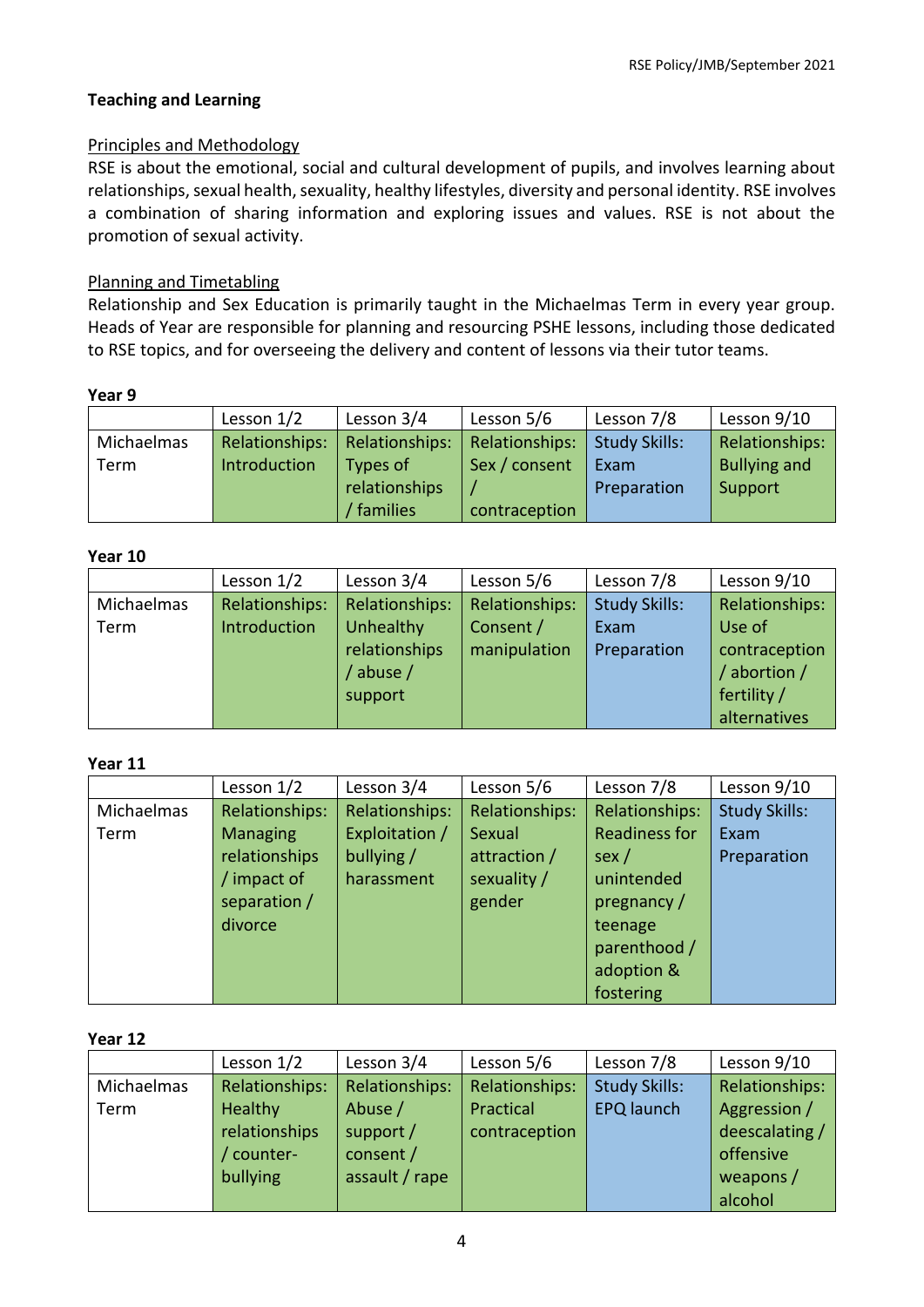**Teaching and Learning**

Principles and Methodology

RSE is about the emotional, social and cultural development of pupils, and involves learning about relationships, sexual health, sexuality, healthy lifestyles, diversity and personal identity. RSE involves a combination of sharing information and exploring issues and values. RSE is not about the promotion of sexual activity.

Planning and Timetabling

Relationship and Sex Education is primarily taught in the Michaelmas Term in every year group. Heads of Year are responsible for planning and resourcing PSHE lessons, including those dedicated to RSE topics, and for overseeing the delivery and content of lessons via their tutor teams.

**Year 9**

| | Lesson 1/2 | Lesson 3/4 | Lesson 5/6 | Lesson 7/8 | Lesson 9/10 |
|---|---|---|---|---|---|
| Michaelmas Term | Relationships: Introduction | Relationships: Types of relationships / families | Relationships: Sex / consent / contraception | Study Skills: Exam Preparation | Relationships: Bullying and Support |

**Year 10**

| | Lesson 1/2 | Lesson 3/4 | Lesson 5/6 | Lesson 7/8 | Lesson 9/10 |
|---|---|---|---|---|---|
| Michaelmas Term | Relationships: Introduction | Relationships: Unhealthy relationships / abuse / support | Relationships: Consent / manipulation | Study Skills: Exam Preparation | Relationships: Use of contraception / abortion / fertility / alternatives |

**Year 11**

| | Lesson 1/2 | Lesson 3/4 | Lesson 5/6 | Lesson 7/8 | Lesson 9/10 |
|---|---|---|---|---|---|
| Michaelmas Term | Relationships: Managing relationships / impact of separation / divorce | Relationships: Exploitation / bullying / harassment | Relationships: Sexual attraction / sexuality / gender | Relationships: Readiness for sex / unintended pregnancy / teenage parenthood / adoption & fostering | Study Skills: Exam Preparation |

**Year 12**

| | Lesson 1/2 | Lesson 3/4 | Lesson 5/6 | Lesson 7/8 | Lesson 9/10 |
|---|---|---|---|---|---|
| Michaelmas Term | Relationships: Healthy relationships / counter-bullying | Relationships: Abuse / support / consent / assault / rape | Relationships: Practical contraception | Study Skills: EPQ launch | Relationships: Aggression / deescalating / offensive weapons / alcohol |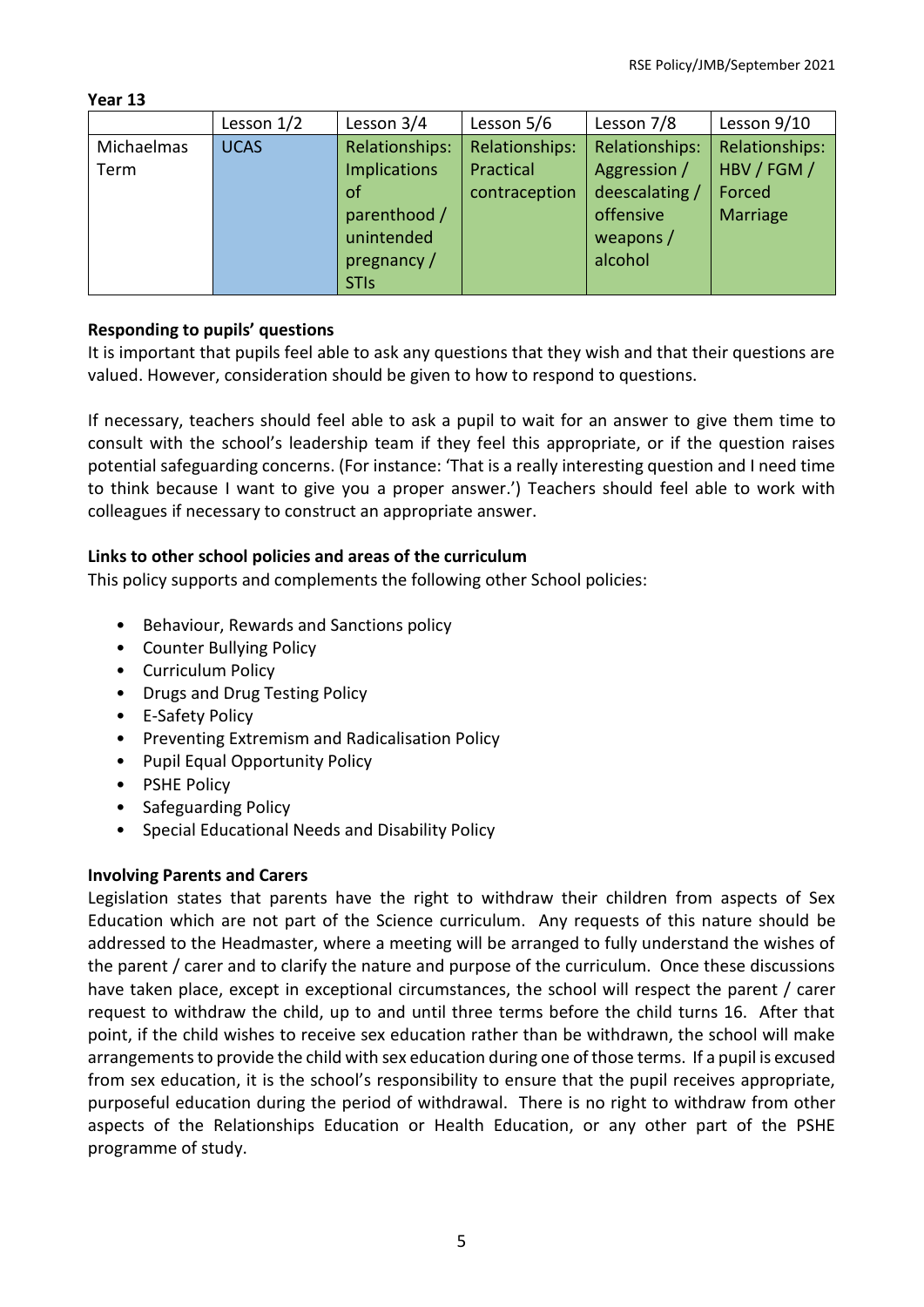**Year 13**

| | Lesson 1/2 | Lesson 3/4 | Lesson 5/6 | Lesson 7/8 | Lesson 9/10 |
|---|---|---|---|---|---|
| Michaelmas Term | UCAS | Relationships: Implications of parenthood / unintended pregnancy / STIs | Relationships: Practical contraception | Relationships: Aggression / deescalating / offensive weapons / alcohol | Relationships: HBV / FGM / Forced Marriage |

**Responding to pupils' questions**

It is important that pupils feel able to ask any questions that they wish and that their questions are valued. However, consideration should be given to how to respond to questions.

If necessary, teachers should feel able to ask a pupil to wait for an answer to give them time to consult with the school's leadership team if they feel this appropriate, or if the question raises potential safeguarding concerns. (For instance: 'That is a really interesting question and I need time to think because I want to give you a proper answer.') Teachers should feel able to work with colleagues if necessary to construct an appropriate answer.

**Links to other school policies and areas of the curriculum**

This policy supports and complements the following other School policies:

- Behaviour, Rewards and Sanctions policy
- Counter Bullying Policy
- Curriculum Policy
- Drugs and Drug Testing Policy
- E-Safety Policy
- Preventing Extremism and Radicalisation Policy
- Pupil Equal Opportunity Policy
- PSHE Policy
- Safeguarding Policy
- Special Educational Needs and Disability Policy

**Involving Parents and Carers**

Legislation states that parents have the right to withdraw their children from aspects of Sex Education which are not part of the Science curriculum. Any requests of this nature should be addressed to the Headmaster, where a meeting will be arranged to fully understand the wishes of the parent / carer and to clarify the nature and purpose of the curriculum. Once these discussions have taken place, except in exceptional circumstances, the school will respect the parent / carer request to withdraw the child, up to and until three terms before the child turns 16. After that point, if the child wishes to receive sex education rather than be withdrawn, the school will make arrangements to provide the child with sex education during one of those terms. If a pupil is excused from sex education, it is the school's responsibility to ensure that the pupil receives appropriate, purposeful education during the period of withdrawal. There is no right to withdraw from other aspects of the Relationships Education or Health Education, or any other part of the PSHE programme of study.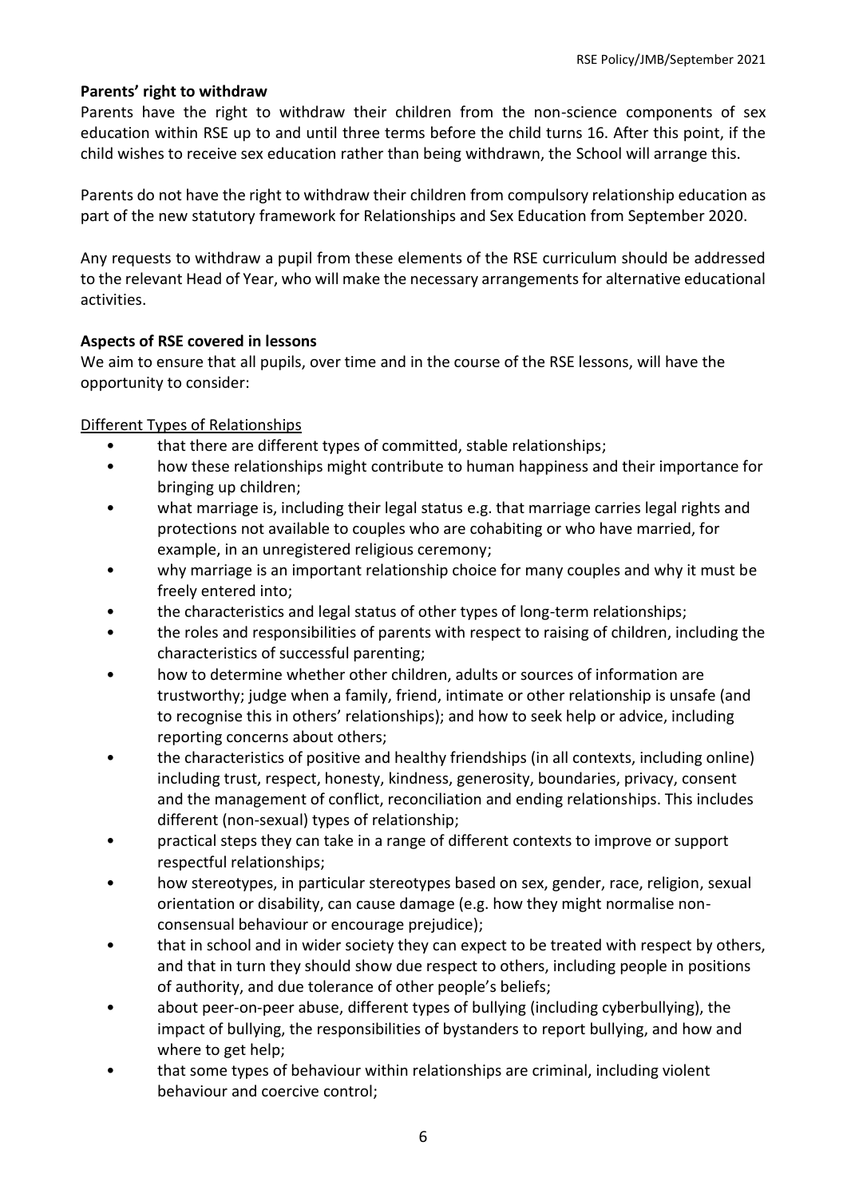**Parents' right to withdraw**

Parents have the right to withdraw their children from the non-science components of sex education within RSE up to and until three terms before the child turns 16. After this point, if the child wishes to receive sex education rather than being withdrawn, the School will arrange this.

Parents do not have the right to withdraw their children from compulsory relationship education as part of the new statutory framework for Relationships and Sex Education from September 2020.

Any requests to withdraw a pupil from these elements of the RSE curriculum should be addressed to the relevant Head of Year, who will make the necessary arrangements for alternative educational activities.

**Aspects of RSE covered in lessons**

We aim to ensure that all pupils, over time and in the course of the RSE lessons, will have the opportunity to consider:

<u>Different Types of Relationships</u>

- that there are different types of committed, stable relationships;
- how these relationships might contribute to human happiness and their importance for bringing up children;
- what marriage is, including their legal status e.g. that marriage carries legal rights and protections not available to couples who are cohabiting or who have married, for example, in an unregistered religious ceremony;
- why marriage is an important relationship choice for many couples and why it must be freely entered into;
- the characteristics and legal status of other types of long-term relationships;
- the roles and responsibilities of parents with respect to raising of children, including the characteristics of successful parenting;
- how to determine whether other children, adults or sources of information are trustworthy; judge when a family, friend, intimate or other relationship is unsafe (and to recognise this in others' relationships); and how to seek help or advice, including reporting concerns about others;
- the characteristics of positive and healthy friendships (in all contexts, including online) including trust, respect, honesty, kindness, generosity, boundaries, privacy, consent and the management of conflict, reconciliation and ending relationships. This includes different (non-sexual) types of relationship;
- practical steps they can take in a range of different contexts to improve or support respectful relationships;
- how stereotypes, in particular stereotypes based on sex, gender, race, religion, sexual orientation or disability, can cause damage (e.g. how they might normalise non-consensual behaviour or encourage prejudice);
- that in school and in wider society they can expect to be treated with respect by others, and that in turn they should show due respect to others, including people in positions of authority, and due tolerance of other people's beliefs;
- about peer-on-peer abuse, different types of bullying (including cyberbullying), the impact of bullying, the responsibilities of bystanders to report bullying, and how and where to get help;
- that some types of behaviour within relationships are criminal, including violent behaviour and coercive control;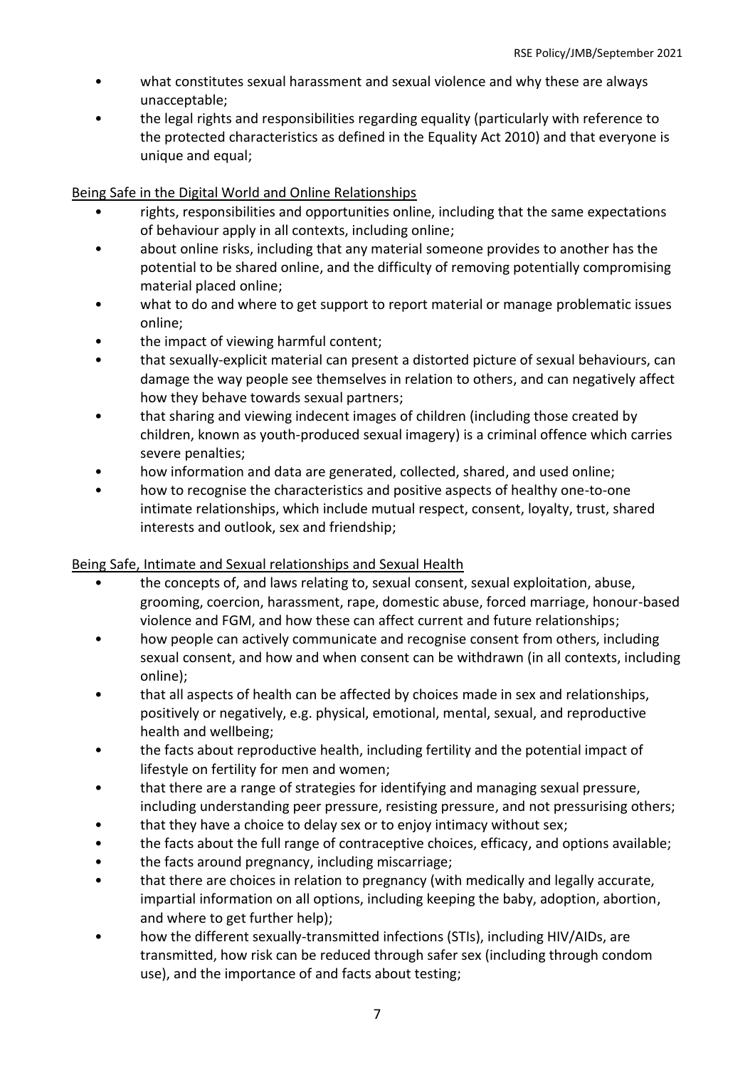- what constitutes sexual harassment and sexual violence and why these are always unacceptable;
- the legal rights and responsibilities regarding equality (particularly with reference to the protected characteristics as defined in the Equality Act 2010) and that everyone is unique and equal;

Being Safe in the Digital World and Online Relationships

- rights, responsibilities and opportunities online, including that the same expectations of behaviour apply in all contexts, including online;
- about online risks, including that any material someone provides to another has the potential to be shared online, and the difficulty of removing potentially compromising material placed online;
- what to do and where to get support to report material or manage problematic issues online;
- the impact of viewing harmful content;
- that sexually-explicit material can present a distorted picture of sexual behaviours, can damage the way people see themselves in relation to others, and can negatively affect how they behave towards sexual partners;
- that sharing and viewing indecent images of children (including those created by children, known as youth-produced sexual imagery) is a criminal offence which carries severe penalties;
- how information and data are generated, collected, shared, and used online;
- how to recognise the characteristics and positive aspects of healthy one-to-one intimate relationships, which include mutual respect, consent, loyalty, trust, shared interests and outlook, sex and friendship;

Being Safe, Intimate and Sexual relationships and Sexual Health

- the concepts of, and laws relating to, sexual consent, sexual exploitation, abuse, grooming, coercion, harassment, rape, domestic abuse, forced marriage, honour-based violence and FGM, and how these can affect current and future relationships;
- how people can actively communicate and recognise consent from others, including sexual consent, and how and when consent can be withdrawn (in all contexts, including online);
- that all aspects of health can be affected by choices made in sex and relationships, positively or negatively, e.g. physical, emotional, mental, sexual, and reproductive health and wellbeing;
- the facts about reproductive health, including fertility and the potential impact of lifestyle on fertility for men and women;
- that there are a range of strategies for identifying and managing sexual pressure, including understanding peer pressure, resisting pressure, and not pressurising others;
- that they have a choice to delay sex or to enjoy intimacy without sex;
- the facts about the full range of contraceptive choices, efficacy, and options available;
- the facts around pregnancy, including miscarriage;
- that there are choices in relation to pregnancy (with medically and legally accurate, impartial information on all options, including keeping the baby, adoption, abortion, and where to get further help);
- how the different sexually-transmitted infections (STIs), including HIV/AIDs, are transmitted, how risk can be reduced through safer sex (including through condom use), and the importance of and facts about testing;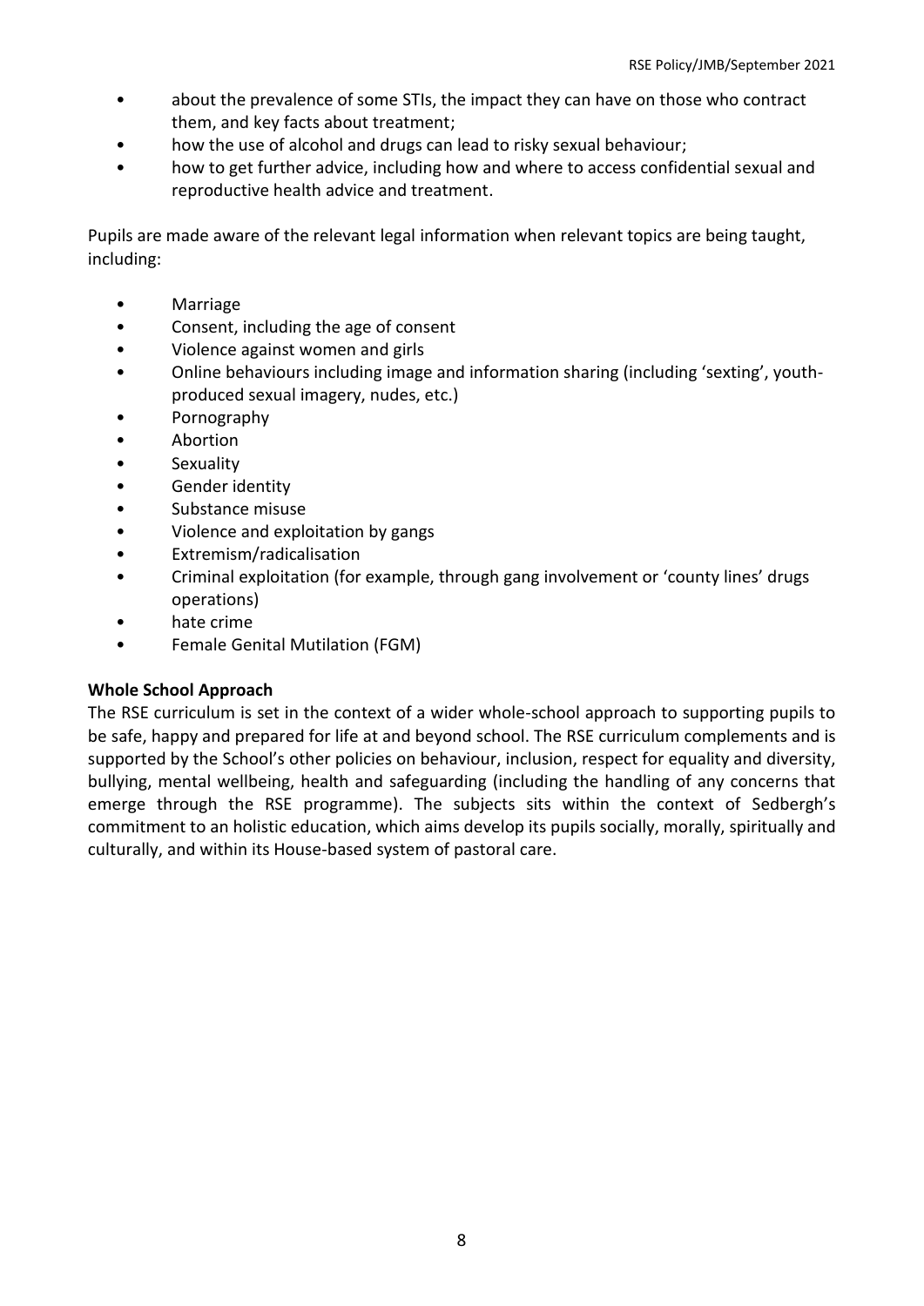- about the prevalence of some STIs, the impact they can have on those who contract them, and key facts about treatment;
- how the use of alcohol and drugs can lead to risky sexual behaviour;
- how to get further advice, including how and where to access confidential sexual and reproductive health advice and treatment.

Pupils are made aware of the relevant legal information when relevant topics are being taught, including:

- Marriage
- Consent, including the age of consent
- Violence against women and girls
- Online behaviours including image and information sharing (including 'sexting', youth-produced sexual imagery, nudes, etc.)
- Pornography
- Abortion
- Sexuality
- Gender identity
- Substance misuse
- Violence and exploitation by gangs
- Extremism/radicalisation
- Criminal exploitation (for example, through gang involvement or 'county lines' drugs operations)
- hate crime
- Female Genital Mutilation (FGM)

**Whole School Approach**

The RSE curriculum is set in the context of a wider whole-school approach to supporting pupils to be safe, happy and prepared for life at and beyond school. The RSE curriculum complements and is supported by the School's other policies on behaviour, inclusion, respect for equality and diversity, bullying, mental wellbeing, health and safeguarding (including the handling of any concerns that emerge through the RSE programme). The subjects sits within the context of Sedbergh's commitment to an holistic education, which aims develop its pupils socially, morally, spiritually and culturally, and within its House-based system of pastoral care.